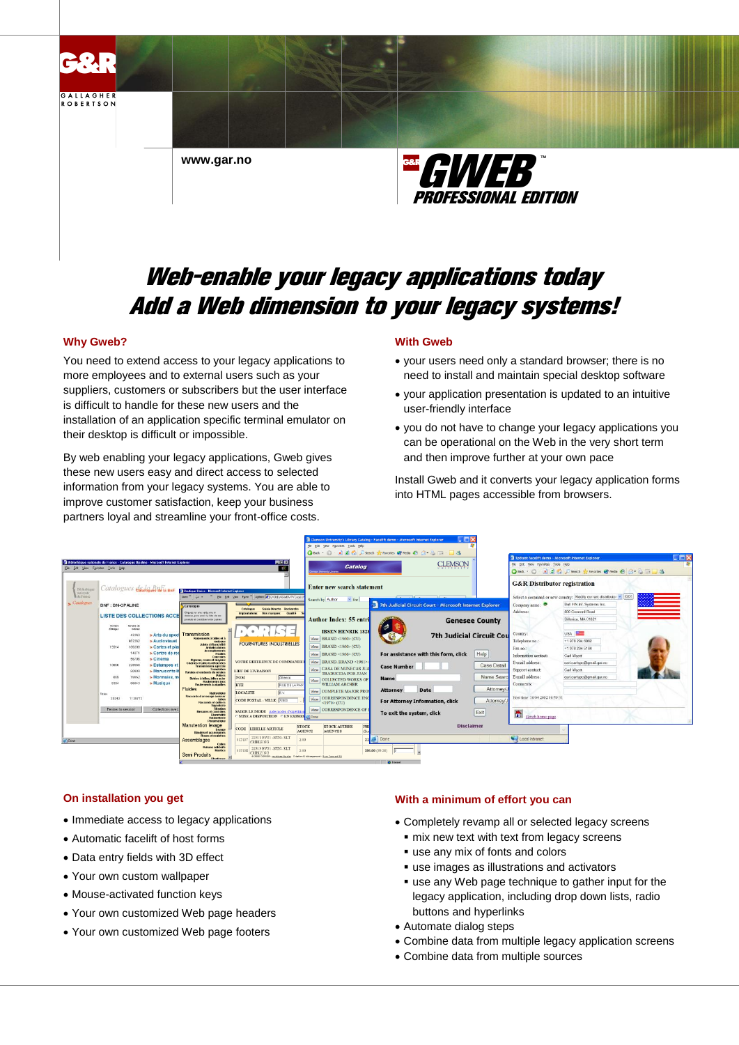G&R GALLAGHER ROBERTSON

www.gar.no

GWEB™ PROFESSIONAL EDITION

# Web-enable your legacy applications today
# Add a Web dimension to your legacy systems!

## Why Gweb?

You need to extend access to your legacy applications to more employees and to external users such as your suppliers, customers or subscribers but the user interface is difficult to handle for these new users and the installation of an application specific terminal emulator on their desktop is difficult or impossible.

By web enabling your legacy applications, Gweb gives these new users easy and direct access to selected information from your legacy systems. You are able to improve customer satisfaction, keep your business partners loyal and streamline your front-office costs.

## With Gweb

- your users need only a standard browser; there is no need to install and maintain special desktop software
- your application presentation is updated to an intuitive user-friendly interface
- you do not have to change your legacy applications you can be operational on the Web in the very short term and then improve further at your own pace

Install Gweb and it converts your legacy application forms into HTML pages accessible from browsers.

## On installation you get

- Immediate access to legacy applications
- Automatic facelift of host forms
- Data entry fields with 3D effect
- Your own custom wallpaper
- Mouse-activated function keys
- Your own customized Web page headers
- Your own customized Web page footers

## With a minimum of effort you can

- Completely revamp all or selected legacy screens
  - mix new text with text from legacy screens
  - use any mix of fonts and colors
  - use images as illustrations and activators
  - use any Web page technique to gather input for the legacy application, including drop down lists, radio buttons and hyperlinks
- Automate dialog steps
- Combine data from multiple legacy application screens
- Combine data from multiple sources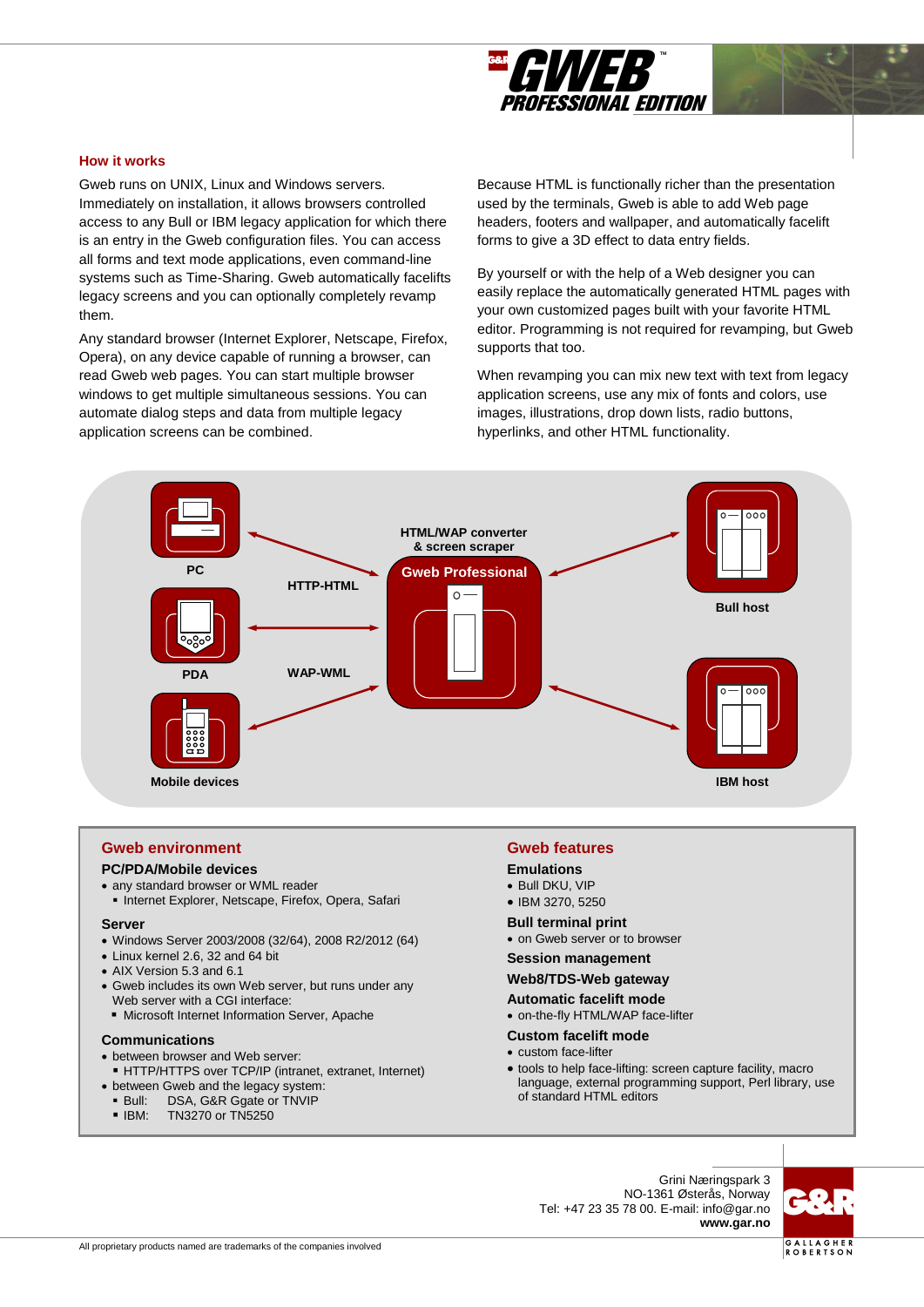## How it works

Gweb runs on UNIX, Linux and Windows servers. Immediately on installation, it allows browsers controlled access to any Bull or IBM legacy application for which there is an entry in the Gweb configuration files. You can access all forms and text mode applications, even command-line systems such as Time-Sharing. Gweb automatically facelifts legacy screens and you can optionally completely revamp them.

Any standard browser (Internet Explorer, Netscape, Firefox, Opera), on any device capable of running a browser, can read Gweb web pages. You can start multiple browser windows to get multiple simultaneous sessions. You can automate dialog steps and data from multiple legacy application screens can be combined.

Because HTML is functionally richer than the presentation used by the terminals, Gweb is able to add Web page headers, footers and wallpaper, and automatically facelift forms to give a 3D effect to data entry fields.

By yourself or with the help of a Web designer you can easily replace the automatically generated HTML pages with your own customized pages built with your favorite HTML editor. Programming is not required for revamping, but Gweb supports that too.

When revamping you can mix new text with text from legacy application screens, use any mix of fonts and colors, use images, illustrations, drop down lists, radio buttons, hyperlinks, and other HTML functionality.

PC
PDA
Mobile devices
HTTP-HTML
WAP-WML
HTML/WAP converter & screen scraper
Gweb Professional
Bull host
IBM host

## Gweb environment

### PC/PDA/Mobile devices

- any standard browser or WML reader
  - Internet Explorer, Netscape, Firefox, Opera, Safari

### Server

- Windows Server 2003/2008 (32/64), 2008 R2/2012 (64)
- Linux kernel 2.6, 32 and 64 bit
- AIX Version 5.3 and 6.1
- Gweb includes its own Web server, but runs under any Web server with a CGI interface:
  - Microsoft Internet Information Server, Apache

### Communications

- between browser and Web server:
  - HTTP/HTTPS over TCP/IP (intranet, extranet, Internet)
- between Gweb and the legacy system:
  - Bull: DSA, G&R Ggate or TNVIP
  - IBM: TN3270 or TN5250

## Gweb features

### Emulations

- Bull DKU, VIP
- IBM 3270, 5250

### Bull terminal print

- on Gweb server or to browser

### Session management

### Web8/TDS-Web gateway

### Automatic facelift mode

- on-the-fly HTML/WAP face-lifter

### Custom facelift mode

- custom face-lifter
- tools to help face-lifting: screen capture facility, macro language, external programming support, Perl library, use of standard HTML editors

Grini Næringspark 3
NO-1361 Østerås, Norway
Tel: +47 23 35 78 00. E-mail: info@gar.no
**www.gar.no**

All proprietary products named are trademarks of the companies involved